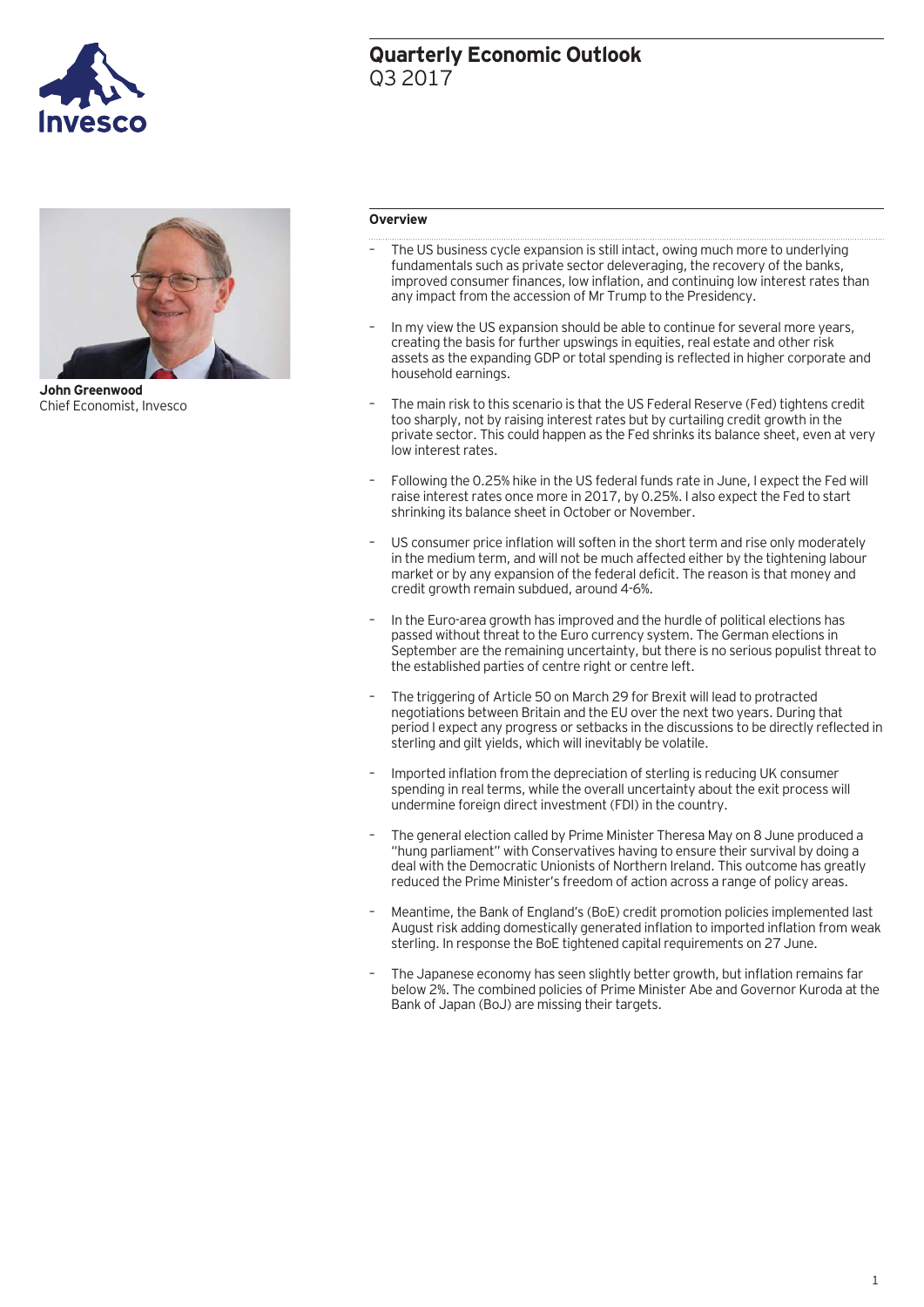# Quarterly Economic Outlook

Q3 2017

**John Greenwood**
Chief Economist, Invesco

## Overview

- The US business cycle expansion is still intact, owing much more to underlying fundamentals such as private sector deleveraging, the recovery of the banks, improved consumer finances, low inflation, and continuing low interest rates than any impact from the accession of Mr Trump to the Presidency.

- In my view the US expansion should be able to continue for several more years, creating the basis for further upswings in equities, real estate and other risk assets as the expanding GDP or total spending is reflected in higher corporate and household earnings.

- The main risk to this scenario is that the US Federal Reserve (Fed) tightens credit too sharply, not by raising interest rates but by curtailing credit growth in the private sector. This could happen as the Fed shrinks its balance sheet, even at very low interest rates.

- Following the 0.25% hike in the US federal funds rate in June, I expect the Fed will raise interest rates once more in 2017, by 0.25%. I also expect the Fed to start shrinking its balance sheet in October or November.

- US consumer price inflation will soften in the short term and rise only moderately in the medium term, and will not be much affected either by the tightening labour market or by any expansion of the federal deficit. The reason is that money and credit growth remain subdued, around 4-6%.

- In the Euro-area growth has improved and the hurdle of political elections has passed without threat to the Euro currency system. The German elections in September are the remaining uncertainty, but there is no serious populist threat to the established parties of centre right or centre left.

- The triggering of Article 50 on March 29 for Brexit will lead to protracted negotiations between Britain and the EU over the next two years. During that period I expect any progress or setbacks in the discussions to be directly reflected in sterling and gilt yields, which will inevitably be volatile.

- Imported inflation from the depreciation of sterling is reducing UK consumer spending in real terms, while the overall uncertainty about the exit process will undermine foreign direct investment (FDI) in the country.

- The general election called by Prime Minister Theresa May on 8 June produced a "hung parliament" with Conservatives having to ensure their survival by doing a deal with the Democratic Unionists of Northern Ireland. This outcome has greatly reduced the Prime Minister's freedom of action across a range of policy areas.

- Meantime, the Bank of England's (BoE) credit promotion policies implemented last August risk adding domestically generated inflation to imported inflation from weak sterling. In response the BoE tightened capital requirements on 27 June.

- The Japanese economy has seen slightly better growth, but inflation remains far below 2%. The combined policies of Prime Minister Abe and Governor Kuroda at the Bank of Japan (BoJ) are missing their targets.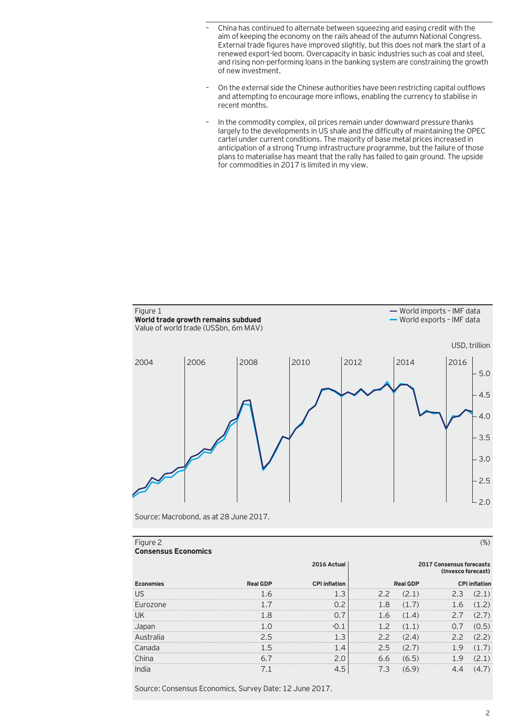- China has continued to alternate between squeezing and easing credit with the aim of keeping the economy on the rails ahead of the autumn National Congress. External trade figures have improved slightly, but this does not mark the start of a renewed export-led boom. Overcapacity in basic industries such as coal and steel, and rising non-performing loans in the banking system are constraining the growth of new investment.
- On the external side the Chinese authorities have been restricting capital outflows and attempting to encourage more inflows, enabling the currency to stabilise in recent months.
- In the commodity complex, oil prices remain under downward pressure thanks largely to the developments in US shale and the difficulty of maintaining the OPEC cartel under current conditions. The majority of base metal prices increased in anticipation of a strong Trump infrastructure programme, but the failure of those plans to materialise has meant that the rally has failed to gain ground. The upside for commodities in 2017 is limited in my view.

Figure 1
**World trade growth remains subdued**
Value of world trade (US$bn, 6m MAV)

Source: Macrobond, as at 28 June 2017.

Figure 2
**Consensus Economics**

(%)

| | 2016 Actual | | 2017 Consensus forecasts (Invesco forecast) | |
|---|---|---|---|---|
| **Economies** | **Real GDP** | **CPI inflation** | **Real GDP** | **CPI inflation** |
| US | 1.6 | 1.3 | 2.2 (2.1) | 2.3 (2.1) |
| Eurozone | 1.7 | 0.2 | 1.8 (1.7) | 1.6 (1.2) |
| UK | 1.8 | 0.7 | 1.6 (1.4) | 2.7 (2.7) |
| Japan | 1.0 | -0.1 | 1.2 (1.1) | 0.7 (0.5) |
| Australia | 2.5 | 1.3 | 2.2 (2.4) | 2.2 (2.2) |
| Canada | 1.5 | 1.4 | 2.5 (2.7) | 1.9 (1.7) |
| China | 6.7 | 2.0 | 6.6 (6.5) | 1.9 (2.1) |
| India | 7.1 | 4.5 | 7.3 (6.9) | 4.4 (4.7) |

Source: Consensus Economics, Survey Date: 12 June 2017.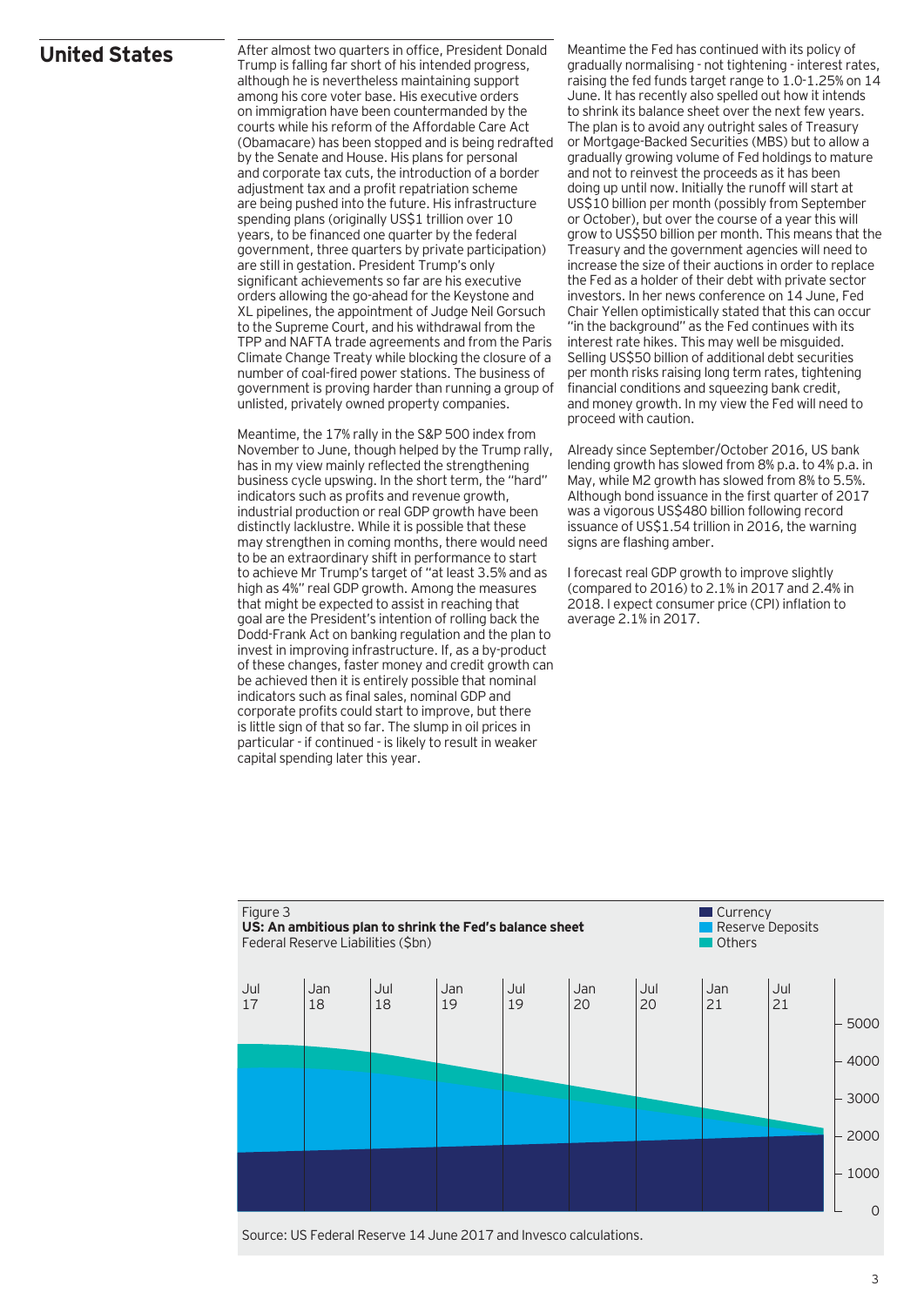## United States

After almost two quarters in office, President Donald Trump is falling far short of his intended progress, although he is nevertheless maintaining support among his core voter base. His executive orders on immigration have been countermanded by the courts while his reform of the Affordable Care Act (Obamacare) has been stopped and is being redrafted by the Senate and House. His plans for personal and corporate tax cuts, the introduction of a border adjustment tax and a profit repatriation scheme are being pushed into the future. His infrastructure spending plans (originally US$1 trillion over 10 years, to be financed one quarter by the federal government, three quarters by private participation) are still in gestation. President Trump's only significant achievements so far are his executive orders allowing the go-ahead for the Keystone and XL pipelines, the appointment of Judge Neil Gorsuch to the Supreme Court, and his withdrawal from the TPP and NAFTA trade agreements and from the Paris Climate Change Treaty while blocking the closure of a number of coal-fired power stations. The business of government is proving harder than running a group of unlisted, privately owned property companies.

Meantime, the 17% rally in the S&P 500 index from November to June, though helped by the Trump rally, has in my view mainly reflected the strengthening business cycle upswing. In the short term, the "hard" indicators such as profits and revenue growth, industrial production or real GDP growth have been distinctly lacklustre. While it is possible that these may strengthen in coming months, there would need to be an extraordinary shift in performance to start to achieve Mr Trump's target of "at least 3.5% and as high as 4%" real GDP growth. Among the measures that might be expected to assist in reaching that goal are the President's intention of rolling back the Dodd-Frank Act on banking regulation and the plan to invest in improving infrastructure. If, as a by-product of these changes, faster money and credit growth can be achieved then it is entirely possible that nominal indicators such as final sales, nominal GDP and corporate profits could start to improve, but there is little sign of that so far. The slump in oil prices in particular - if continued - is likely to result in weaker capital spending later this year.

Meantime the Fed has continued with its policy of gradually normalising - not tightening - interest rates, raising the fed funds target range to 1.0-1.25% on 14 June. It has recently also spelled out how it intends to shrink its balance sheet over the next few years. The plan is to avoid any outright sales of Treasury or Mortgage-Backed Securities (MBS) but to allow a gradually growing volume of Fed holdings to mature and not to reinvest the proceeds as it has been doing up until now. Initially the runoff will start at US$10 billion per month (possibly from September or October), but over the course of a year this will grow to US$50 billion per month. This means that the Treasury and the government agencies will need to increase the size of their auctions in order to replace the Fed as a holder of their debt with private sector investors. In her news conference on 14 June, Fed Chair Yellen optimistically stated that this can occur "in the background" as the Fed continues with its interest rate hikes. This may well be misguided. Selling US$50 billion of additional debt securities per month risks raising long term rates, tightening financial conditions and squeezing bank credit, and money growth. In my view the Fed will need to proceed with caution.

Already since September/October 2016, US bank lending growth has slowed from 8% p.a. to 4% p.a. in May, while M2 growth has slowed from 8% to 5.5%. Although bond issuance in the first quarter of 2017 was a vigorous US$480 billion following record issuance of US$1.54 trillion in 2016, the warning signs are flashing amber.

I forecast real GDP growth to improve slightly (compared to 2016) to 2.1% in 2017 and 2.4% in 2018. I expect consumer price (CPI) inflation to average 2.1% in 2017.

Figure 3
**US: An ambitious plan to shrink the Fed's balance sheet**
Federal Reserve Liabilities ($bn)

Source: US Federal Reserve 14 June 2017 and Invesco calculations.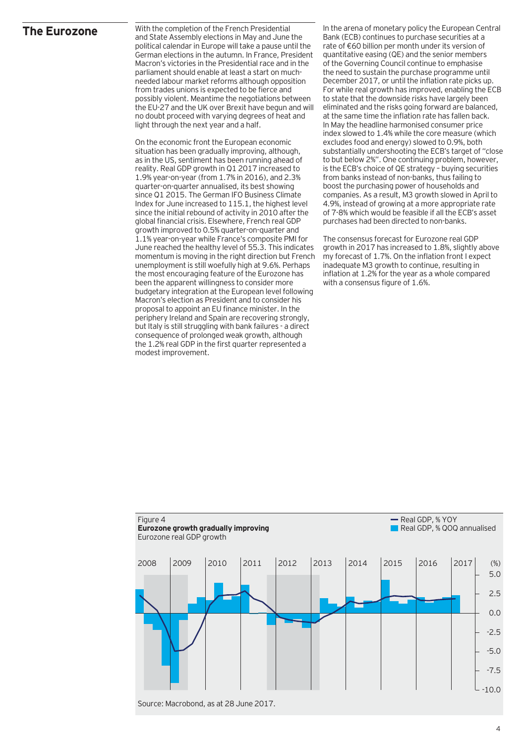# The Eurozone

With the completion of the French Presidential and State Assembly elections in May and June the political calendar in Europe will take a pause until the German elections in the autumn. In France, President Macron's victories in the Presidential race and in the parliament should enable at least a start on much-needed labour market reforms although opposition from trades unions is expected to be fierce and possibly violent. Meantime the negotiations between the EU-27 and the UK over Brexit have begun and will no doubt proceed with varying degrees of heat and light through the next year and a half.

On the economic front the European economic situation has been gradually improving, although, as in the US, sentiment has been running ahead of reality. Real GDP growth in Q1 2017 increased to 1.9% year-on-year (from 1.7% in 2016), and 2.3% quarter-on-quarter annualised, its best showing since Q1 2015. The German IFO Business Climate Index for June increased to 115.1, the highest level since the initial rebound of activity in 2010 after the global financial crisis. Elsewhere, French real GDP growth improved to 0.5% quarter-on-quarter and 1.1% year-on-year while France's composite PMI for June reached the healthy level of 55.3. This indicates momentum is moving in the right direction but French unemployment is still woefully high at 9.6%. Perhaps the most encouraging feature of the Eurozone has been the apparent willingness to consider more budgetary integration at the European level following Macron's election as President and to consider his proposal to appoint an EU finance minister. In the periphery Ireland and Spain are recovering strongly, but Italy is still struggling with bank failures - a direct consequence of prolonged weak growth, although the 1.2% real GDP in the first quarter represented a modest improvement.

In the arena of monetary policy the European Central Bank (ECB) continues to purchase securities at a rate of €60 billion per month under its version of quantitative easing (QE) and the senior members of the Governing Council continue to emphasise the need to sustain the purchase programme until December 2017, or until the inflation rate picks up. For while real growth has improved, enabling the ECB to state that the downside risks have largely been eliminated and the risks going forward are balanced, at the same time the inflation rate has fallen back. In May the headline harmonised consumer price index slowed to 1.4% while the core measure (which excludes food and energy) slowed to 0.9%, both substantially undershooting the ECB's target of "close to but below 2%". One continuing problem, however, is the ECB's choice of QE strategy – buying securities from banks instead of non-banks, thus failing to boost the purchasing power of households and companies. As a result, M3 growth slowed in April to 4.9%, instead of growing at a more appropriate rate of 7-8% which would be feasible if all the ECB's asset purchases had been directed to non-banks.

The consensus forecast for Eurozone real GDP growth in 2017 has increased to 1.8%, slightly above my forecast of 1.7%. On the inflation front I expect inadequate M3 growth to continue, resulting in inflation at 1.2% for the year as a whole compared with a consensus figure of 1.6%.

Figure 4
**Eurozone growth gradually improving**
Eurozone real GDP growth

Source: Macrobond, as at 28 June 2017.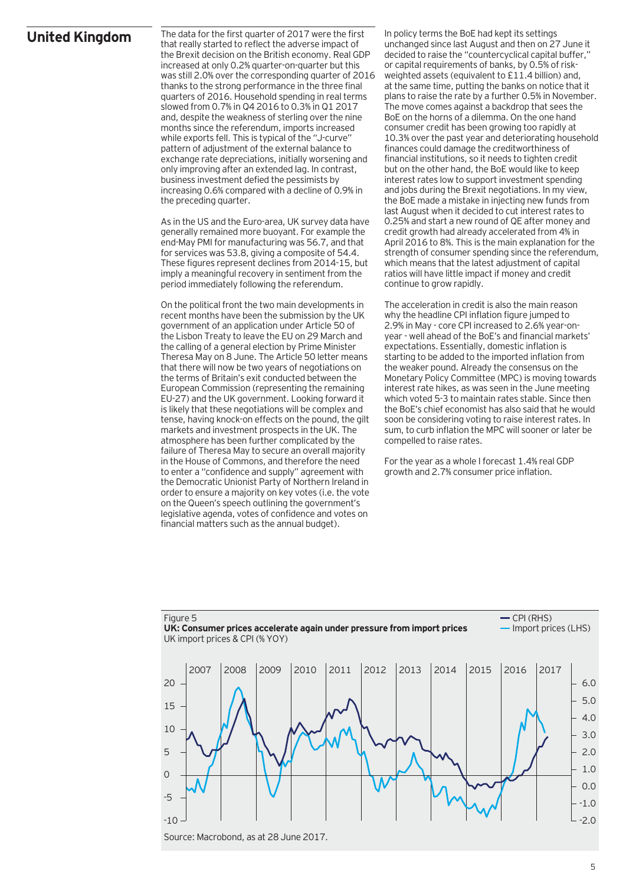# United Kingdom

The data for the first quarter of 2017 were the first that really started to reflect the adverse impact of the Brexit decision on the British economy. Real GDP increased at only 0.2% quarter-on-quarter but this was still 2.0% over the corresponding quarter of 2016 thanks to the strong performance in the three final quarters of 2016. Household spending in real terms slowed from 0.7% in Q4 2016 to 0.3% in Q1 2017 and, despite the weakness of sterling over the nine months since the referendum, imports increased while exports fell. This is typical of the "J-curve" pattern of adjustment of the external balance to exchange rate depreciations, initially worsening and only improving after an extended lag. In contrast, business investment defied the pessimists by increasing 0.6% compared with a decline of 0.9% in the preceding quarter.

As in the US and the Euro-area, UK survey data have generally remained more buoyant. For example the end-May PMI for manufacturing was 56.7, and that for services was 53.8, giving a composite of 54.4. These figures represent declines from 2014-15, but imply a meaningful recovery in sentiment from the period immediately following the referendum.

On the political front the two main developments in recent months have been the submission by the UK government of an application under Article 50 of the Lisbon Treaty to leave the EU on 29 March and the calling of a general election by Prime Minister Theresa May on 8 June. The Article 50 letter means that there will now be two years of negotiations on the terms of Britain's exit conducted between the European Commission (representing the remaining EU-27) and the UK government. Looking forward it is likely that these negotiations will be complex and tense, having knock-on effects on the pound, the gilt markets and investment prospects in the UK. The atmosphere has been further complicated by the failure of Theresa May to secure an overall majority in the House of Commons, and therefore the need to enter a "confidence and supply" agreement with the Democratic Unionist Party of Northern Ireland in order to ensure a majority on key votes (i.e. the vote on the Queen's speech outlining the government's legislative agenda, votes of confidence and votes on financial matters such as the annual budget).

In policy terms the BoE had kept its settings unchanged since last August and then on 27 June it decided to raise the "countercyclical capital buffer," or capital requirements of banks, by 0.5% of risk-weighted assets (equivalent to £11.4 billion) and, at the same time, putting the banks on notice that it plans to raise the rate by a further 0.5% in November. The move comes against a backdrop that sees the BoE on the horns of a dilemma. On the one hand consumer credit has been growing too rapidly at 10.3% over the past year and deteriorating household finances could damage the creditworthiness of financial institutions, so it needs to tighten credit but on the other hand, the BoE would like to keep interest rates low to support investment spending and jobs during the Brexit negotiations. In my view, the BoE made a mistake in injecting new funds from last August when it decided to cut interest rates to 0.25% and start a new round of QE after money and credit growth had already accelerated from 4% in April 2016 to 8%. This is the main explanation for the strength of consumer spending since the referendum, which means that the latest adjustment of capital ratios will have little impact if money and credit continue to grow rapidly.

The acceleration in credit is also the main reason why the headline CPI inflation figure jumped to 2.9% in May - core CPI increased to 2.6% year-on-year - well ahead of the BoE's and financial markets' expectations. Essentially, domestic inflation is starting to be added to the imported inflation from the weaker pound. Already the consensus on the Monetary Policy Committee (MPC) is moving towards interest rate hikes, as was seen in the June meeting which voted 5-3 to maintain rates stable. Since then the BoE's chief economist has also said that he would soon be considering voting to raise interest rates. In sum, to curb inflation the MPC will sooner or later be compelled to raise rates.

For the year as a whole I forecast 1.4% real GDP growth and 2.7% consumer price inflation.

Figure 5
**UK: Consumer prices accelerate again under pressure from import prices**
UK import prices & CPI (% YOY)

Source: Macrobond, as at 28 June 2017.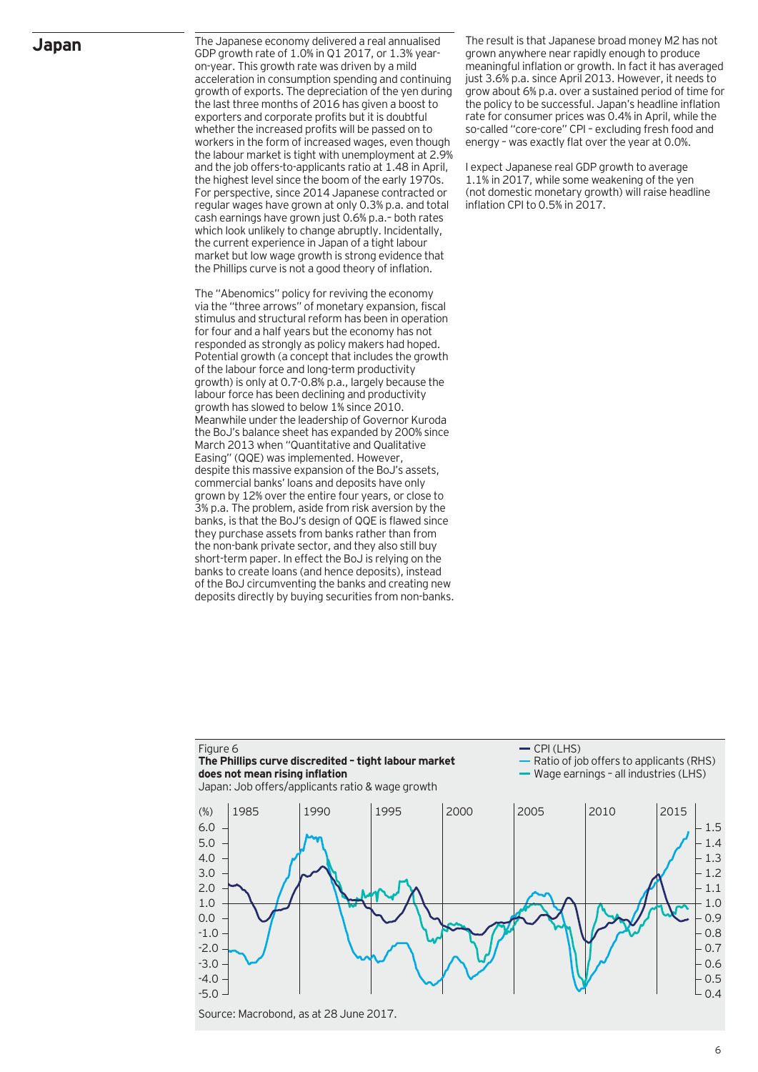## Japan

The Japanese economy delivered a real annualised GDP growth rate of 1.0% in Q1 2017, or 1.3% year-on-year. This growth rate was driven by a mild acceleration in consumption spending and continuing growth of exports. The depreciation of the yen during the last three months of 2016 has given a boost to exporters and corporate profits but it is doubtful whether the increased profits will be passed on to workers in the form of increased wages, even though the labour market is tight with unemployment at 2.9% and the job offers-to-applicants ratio at 1.48 in April, the highest level since the boom of the early 1970s. For perspective, since 2014 Japanese contracted or regular wages have grown at only 0.3% p.a. and total cash earnings have grown just 0.6% p.a.– both rates which look unlikely to change abruptly. Incidentally, the current experience in Japan of a tight labour market but low wage growth is strong evidence that the Phillips curve is not a good theory of inflation.

The "Abenomics" policy for reviving the economy via the "three arrows" of monetary expansion, fiscal stimulus and structural reform has been in operation for four and a half years but the economy has not responded as strongly as policy makers had hoped. Potential growth (a concept that includes the growth of the labour force and long-term productivity growth) is only at 0.7-0.8% p.a., largely because the labour force has been declining and productivity growth has slowed to below 1% since 2010. Meanwhile under the leadership of Governor Kuroda the BoJ's balance sheet has expanded by 200% since March 2013 when "Quantitative and Qualitative Easing" (QQE) was implemented. However, despite this massive expansion of the BoJ's assets, commercial banks' loans and deposits have only grown by 12% over the entire four years, or close to 3% p.a. The problem, aside from risk aversion by the banks, is that the BoJ's design of QQE is flawed since they purchase assets from banks rather than from the non-bank private sector, and they also still buy short-term paper. In effect the BoJ is relying on the banks to create loans (and hence deposits), instead of the BoJ circumventing the banks and creating new deposits directly by buying securities from non-banks.

The result is that Japanese broad money M2 has not grown anywhere near rapidly enough to produce meaningful inflation or growth. In fact it has averaged just 3.6% p.a. since April 2013. However, it needs to grow about 6% p.a. over a sustained period of time for the policy to be successful. Japan's headline inflation rate for consumer prices was 0.4% in April, while the so-called "core-core" CPI – excluding fresh food and energy – was exactly flat over the year at 0.0%.

I expect Japanese real GDP growth to average 1.1% in 2017, while some weakening of the yen (not domestic monetary growth) will raise headline inflation CPI to 0.5% in 2017.

Figure 6
**The Phillips curve discredited – tight labour market does not mean rising inflation**
Japan: Job offers/applicants ratio & wage growth

— CPI (LHS)
— Ratio of job offers to applicants (RHS)
— Wage earnings – all industries (LHS)

Source: Macrobond, as at 28 June 2017.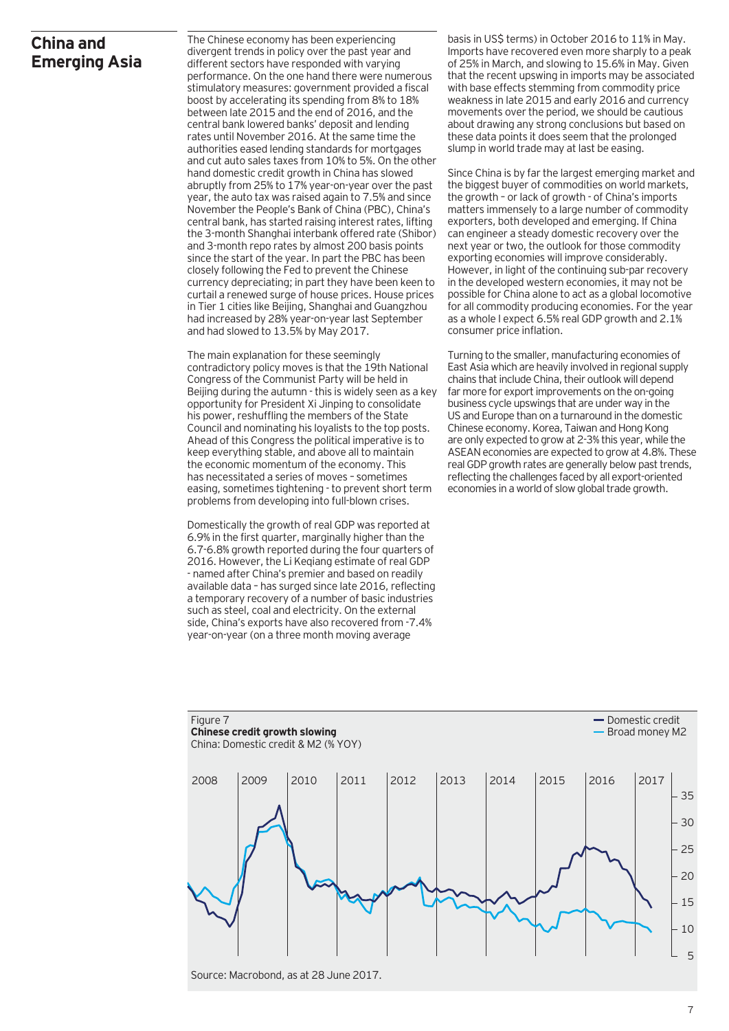## China and Emerging Asia

The Chinese economy has been experiencing divergent trends in policy over the past year and different sectors have responded with varying performance. On the one hand there were numerous stimulatory measures: government provided a fiscal boost by accelerating its spending from 8% to 18% between late 2015 and the end of 2016, and the central bank lowered banks' deposit and lending rates until November 2016. At the same time the authorities eased lending standards for mortgages and cut auto sales taxes from 10% to 5%. On the other hand domestic credit growth in China has slowed abruptly from 25% to 17% year-on-year over the past year, the auto tax was raised again to 7.5% and since November the People's Bank of China (PBC), China's central bank, has started raising interest rates, lifting the 3-month Shanghai interbank offered rate (Shibor) and 3-month repo rates by almost 200 basis points since the start of the year. In part the PBC has been closely following the Fed to prevent the Chinese currency depreciating; in part they have been keen to curtail a renewed surge of house prices. House prices in Tier 1 cities like Beijing, Shanghai and Guangzhou had increased by 28% year-on-year last September and had slowed to 13.5% by May 2017.

The main explanation for these seemingly contradictory policy moves is that the 19th National Congress of the Communist Party will be held in Beijing during the autumn - this is widely seen as a key opportunity for President Xi Jinping to consolidate his power, reshuffling the members of the State Council and nominating his loyalists to the top posts. Ahead of this Congress the political imperative is to keep everything stable, and above all to maintain the economic momentum of the economy. This has necessitated a series of moves – sometimes easing, sometimes tightening - to prevent short term problems from developing into full-blown crises.

Domestically the growth of real GDP was reported at 6.9% in the first quarter, marginally higher than the 6.7-6.8% growth reported during the four quarters of 2016. However, the Li Keqiang estimate of real GDP - named after China's premier and based on readily available data – has surged since late 2016, reflecting a temporary recovery of a number of basic industries such as steel, coal and electricity. On the external side, China's exports have also recovered from -7.4% year-on-year (on a three month moving average basis in US$ terms) in October 2016 to 11% in May. Imports have recovered even more sharply to a peak of 25% in March, and slowing to 15.6% in May. Given that the recent upswing in imports may be associated with base effects stemming from commodity price weakness in late 2015 and early 2016 and currency movements over the period, we should be cautious about drawing any strong conclusions but based on these data points it does seem that the prolonged slump in world trade may at last be easing.

Since China is by far the largest emerging market and the biggest buyer of commodities on world markets, the growth – or lack of growth - of China's imports matters immensely to a large number of commodity exporters, both developed and emerging. If China can engineer a steady domestic recovery over the next year or two, the outlook for those commodity exporting economies will improve considerably. However, in light of the continuing sub-par recovery in the developed western economies, it may not be possible for China alone to act as a global locomotive for all commodity producing economies. For the year as a whole I expect 6.5% real GDP growth and 2.1% consumer price inflation.

Turning to the smaller, manufacturing economies of East Asia which are heavily involved in regional supply chains that include China, their outlook will depend far more for export improvements on the on-going business cycle upswings that are under way in the US and Europe than on a turnaround in the domestic Chinese economy. Korea, Taiwan and Hong Kong are only expected to grow at 2-3% this year, while the ASEAN economies are expected to grow at 4.8%. These real GDP growth rates are generally below past trends, reflecting the challenges faced by all export-oriented economies in a world of slow global trade growth.

Figure 7
**Chinese credit growth slowing**
China: Domestic credit & M2 (% YOY)

Source: Macrobond, as at 28 June 2017.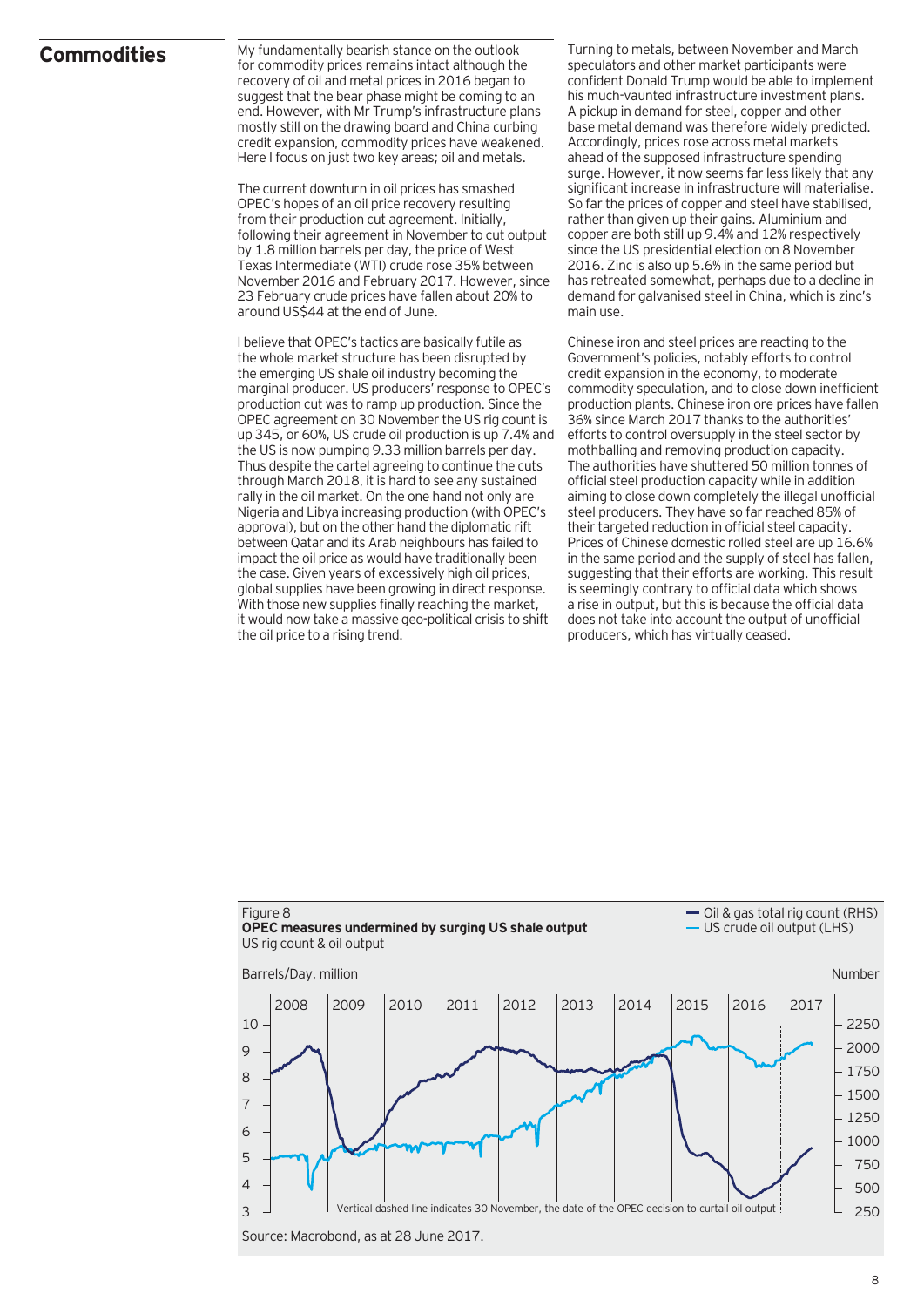## Commodities

My fundamentally bearish stance on the outlook for commodity prices remains intact although the recovery of oil and metal prices in 2016 began to suggest that the bear phase might be coming to an end. However, with Mr Trump's infrastructure plans mostly still on the drawing board and China curbing credit expansion, commodity prices have weakened. Here I focus on just two key areas; oil and metals.

The current downturn in oil prices has smashed OPEC's hopes of an oil price recovery resulting from their production cut agreement. Initially, following their agreement in November to cut output by 1.8 million barrels per day, the price of West Texas Intermediate (WTI) crude rose 35% between November 2016 and February 2017. However, since 23 February crude prices have fallen about 20% to around US$44 at the end of June.

I believe that OPEC's tactics are basically futile as the whole market structure has been disrupted by the emerging US shale oil industry becoming the marginal producer. US producers' response to OPEC's production cut was to ramp up production. Since the OPEC agreement on 30 November the US rig count is up 345, or 60%, US crude oil production is up 7.4% and the US is now pumping 9.33 million barrels per day. Thus despite the cartel agreeing to continue the cuts through March 2018, it is hard to see any sustained rally in the oil market. On the one hand not only are Nigeria and Libya increasing production (with OPEC's approval), but on the other hand the diplomatic rift between Qatar and its Arab neighbours has failed to impact the oil price as would have traditionally been the case. Given years of excessively high oil prices, global supplies have been growing in direct response. With those new supplies finally reaching the market, it would now take a massive geo-political crisis to shift the oil price to a rising trend.

Turning to metals, between November and March speculators and other market participants were confident Donald Trump would be able to implement his much-vaunted infrastructure investment plans. A pickup in demand for steel, copper and other base metal demand was therefore widely predicted. Accordingly, prices rose across metal markets ahead of the supposed infrastructure spending surge. However, it now seems far less likely that any significant increase in infrastructure will materialise. So far the prices of copper and steel have stabilised, rather than given up their gains. Aluminium and copper are both still up 9.4% and 12% respectively since the US presidential election on 8 November 2016. Zinc is also up 5.6% in the same period but has retreated somewhat, perhaps due to a decline in demand for galvanised steel in China, which is zinc's main use.

Chinese iron and steel prices are reacting to the Government's policies, notably efforts to control credit expansion in the economy, to moderate commodity speculation, and to close down inefficient production plants. Chinese iron ore prices have fallen 36% since March 2017 thanks to the authorities' efforts to control oversupply in the steel sector by mothballing and removing production capacity. The authorities have shuttered 50 million tonnes of official steel production capacity while in addition aiming to close down completely the illegal unofficial steel producers. They have so far reached 85% of their targeted reduction in official steel capacity. Prices of Chinese domestic rolled steel are up 16.6% in the same period and the supply of steel has fallen, suggesting that their efforts are working. This result is seemingly contrary to official data which shows a rise in output, but this is because the official data does not take into account the output of unofficial producers, which has virtually ceased.

Figure 8
**OPEC measures undermined by surging US shale output**
US rig count & oil output

Source: Macrobond, as at 28 June 2017.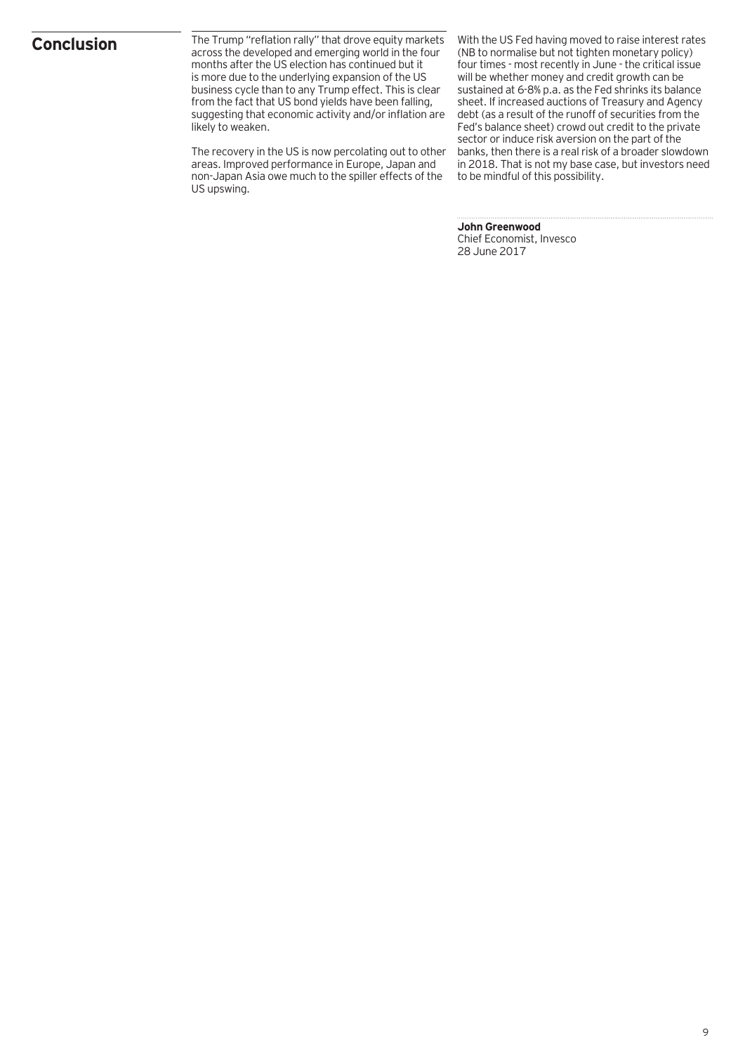## Conclusion

The Trump "reflation rally" that drove equity markets across the developed and emerging world in the four months after the US election has continued but it is more due to the underlying expansion of the US business cycle than to any Trump effect. This is clear from the fact that US bond yields have been falling, suggesting that economic activity and/or inflation are likely to weaken.

The recovery in the US is now percolating out to other areas. Improved performance in Europe, Japan and non-Japan Asia owe much to the spiller effects of the US upswing.

With the US Fed having moved to raise interest rates (NB to normalise but not tighten monetary policy) four times - most recently in June - the critical issue will be whether money and credit growth can be sustained at 6-8% p.a. as the Fed shrinks its balance sheet. If increased auctions of Treasury and Agency debt (as a result of the runoff of securities from the Fed's balance sheet) crowd out credit to the private sector or induce risk aversion on the part of the banks, then there is a real risk of a broader slowdown in 2018. That is not my base case, but investors need to be mindful of this possibility.

**John Greenwood**
Chief Economist, Invesco
28 June 2017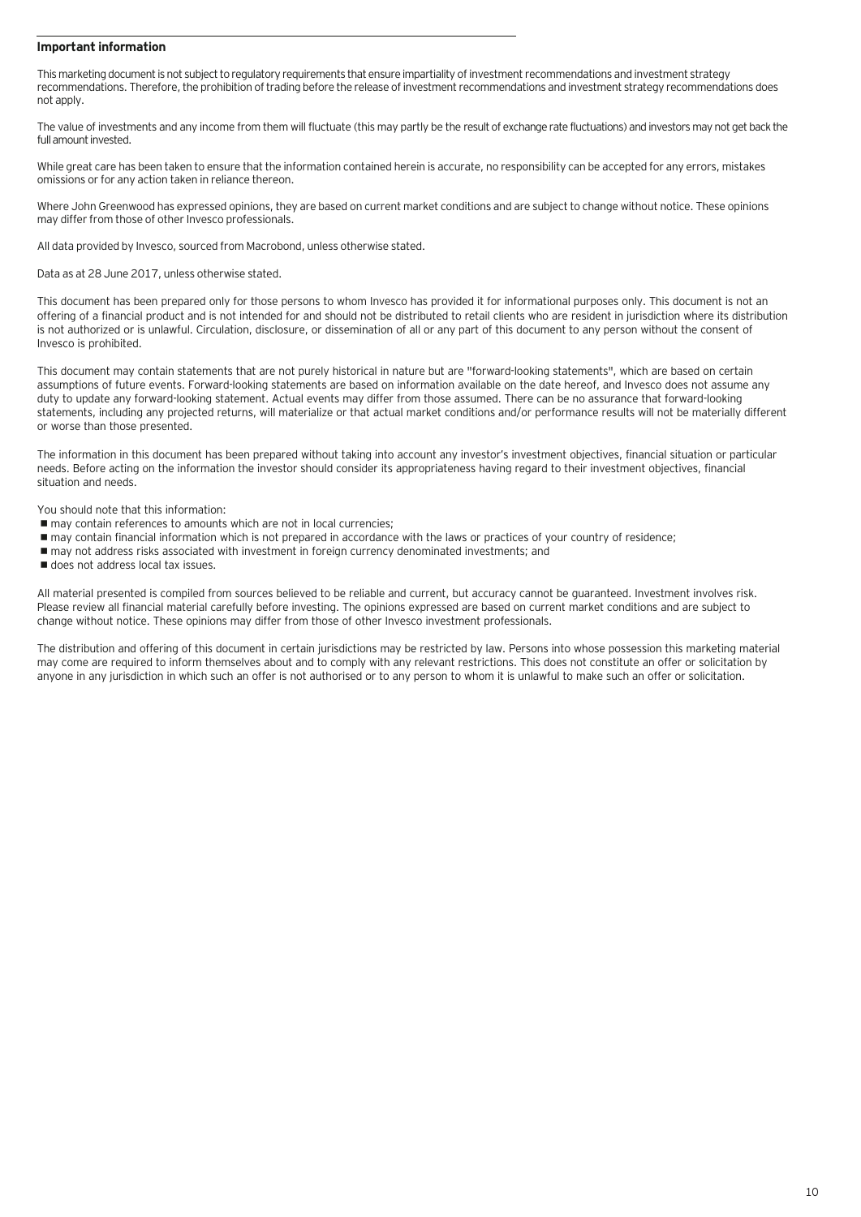## Important information

This marketing document is not subject to regulatory requirements that ensure impartiality of investment recommendations and investment strategy recommendations. Therefore, the prohibition of trading before the release of investment recommendations and investment strategy recommendations does not apply.

The value of investments and any income from them will fluctuate (this may partly be the result of exchange rate fluctuations) and investors may not get back the full amount invested.

While great care has been taken to ensure that the information contained herein is accurate, no responsibility can be accepted for any errors, mistakes omissions or for any action taken in reliance thereon.

Where John Greenwood has expressed opinions, they are based on current market conditions and are subject to change without notice. These opinions may differ from those of other Invesco professionals.

All data provided by Invesco, sourced from Macrobond, unless otherwise stated.

Data as at 28 June 2017, unless otherwise stated.

This document has been prepared only for those persons to whom Invesco has provided it for informational purposes only. This document is not an offering of a financial product and is not intended for and should not be distributed to retail clients who are resident in jurisdiction where its distribution is not authorized or is unlawful. Circulation, disclosure, or dissemination of all or any part of this document to any person without the consent of Invesco is prohibited.

This document may contain statements that are not purely historical in nature but are "forward-looking statements", which are based on certain assumptions of future events. Forward-looking statements are based on information available on the date hereof, and Invesco does not assume any duty to update any forward-looking statement. Actual events may differ from those assumed. There can be no assurance that forward-looking statements, including any projected returns, will materialize or that actual market conditions and/or performance results will not be materially different or worse than those presented.

The information in this document has been prepared without taking into account any investor's investment objectives, financial situation or particular needs. Before acting on the information the investor should consider its appropriateness having regard to their investment objectives, financial situation and needs.

You should note that this information:

- may contain references to amounts which are not in local currencies;
- may contain financial information which is not prepared in accordance with the laws or practices of your country of residence;
- may not address risks associated with investment in foreign currency denominated investments; and
- does not address local tax issues.

All material presented is compiled from sources believed to be reliable and current, but accuracy cannot be guaranteed. Investment involves risk. Please review all financial material carefully before investing. The opinions expressed are based on current market conditions and are subject to change without notice. These opinions may differ from those of other Invesco investment professionals.

The distribution and offering of this document in certain jurisdictions may be restricted by law. Persons into whose possession this marketing material may come are required to inform themselves about and to comply with any relevant restrictions. This does not constitute an offer or solicitation by anyone in any jurisdiction in which such an offer is not authorised or to any person to whom it is unlawful to make such an offer or solicitation.